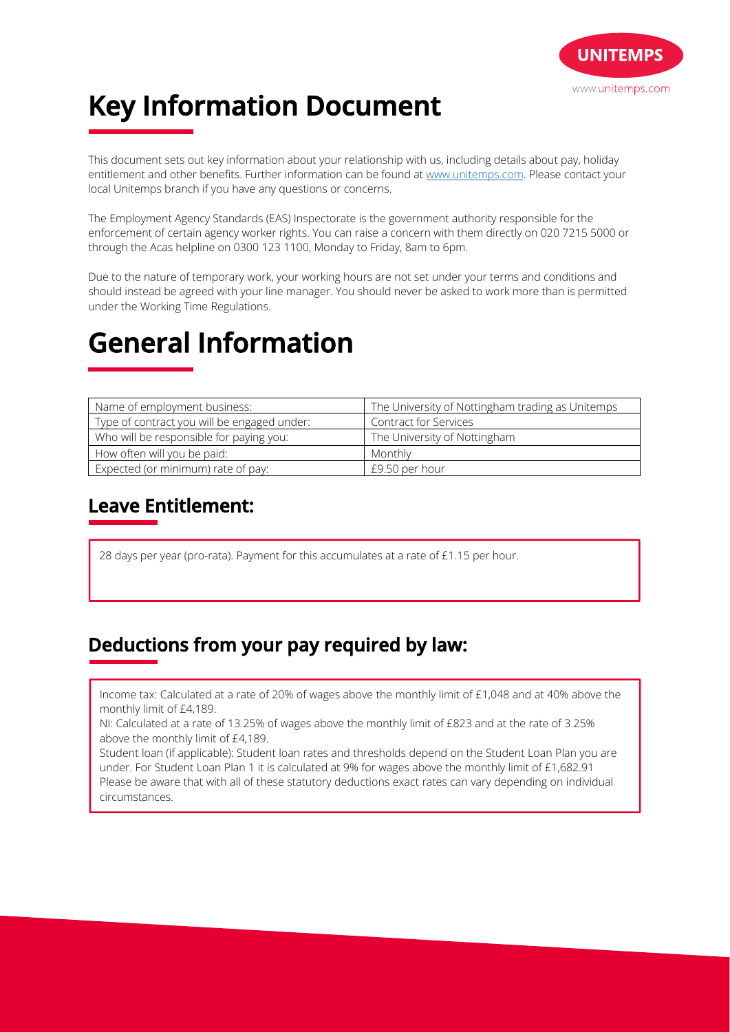# Key Information Document

This document sets out key information about your relationship with us, including details about pay, holiday entitlement and other benefits. Further information can be found at [www.unitemps.com](http://www.unitemps.com). Please contact your local Unitemps branch if you have any questions or concerns.

The Employment Agency Standards (EAS) Inspectorate is the government authority responsible for the enforcement of certain agency worker rights. You can raise a concern with them directly on 020 7215 5000 or through the Acas helpline on 0300 123 1100, Monday to Friday, 8am to 6pm.

Due to the nature of temporary work, your working hours are not set under your terms and conditions and should instead be agreed with your line manager. You should never be asked to work more than is permitted under the Working Time Regulations.

# General Information

| | |
|---|---|
| Name of employment business: | The University of Nottingham trading as Unitemps |
| Type of contract you will be engaged under: | Contract for Services |
| Who will be responsible for paying you: | The University of Nottingham |
| How often will you be paid: | Monthly |
| Expected (or minimum) rate of pay: | £9.50 per hour |

## Leave Entitlement:

28 days per year (pro-rata). Payment for this accumulates at a rate of £1.15 per hour.

## Deductions from your pay required by law:

Income tax: Calculated at a rate of 20% of wages above the monthly limit of £1,048 and at 40% above the monthly limit of £4,189.

NI: Calculated at a rate of 13.25% of wages above the monthly limit of £823 and at the rate of 3.25% above the monthly limit of £4,189.

Student loan (if applicable): Student loan rates and thresholds depend on the Student Loan Plan you are under. For Student Loan Plan 1 it is calculated at 9% for wages above the monthly limit of £1,682.91

Please be aware that with all of these statutory deductions exact rates can vary depending on individual circumstances.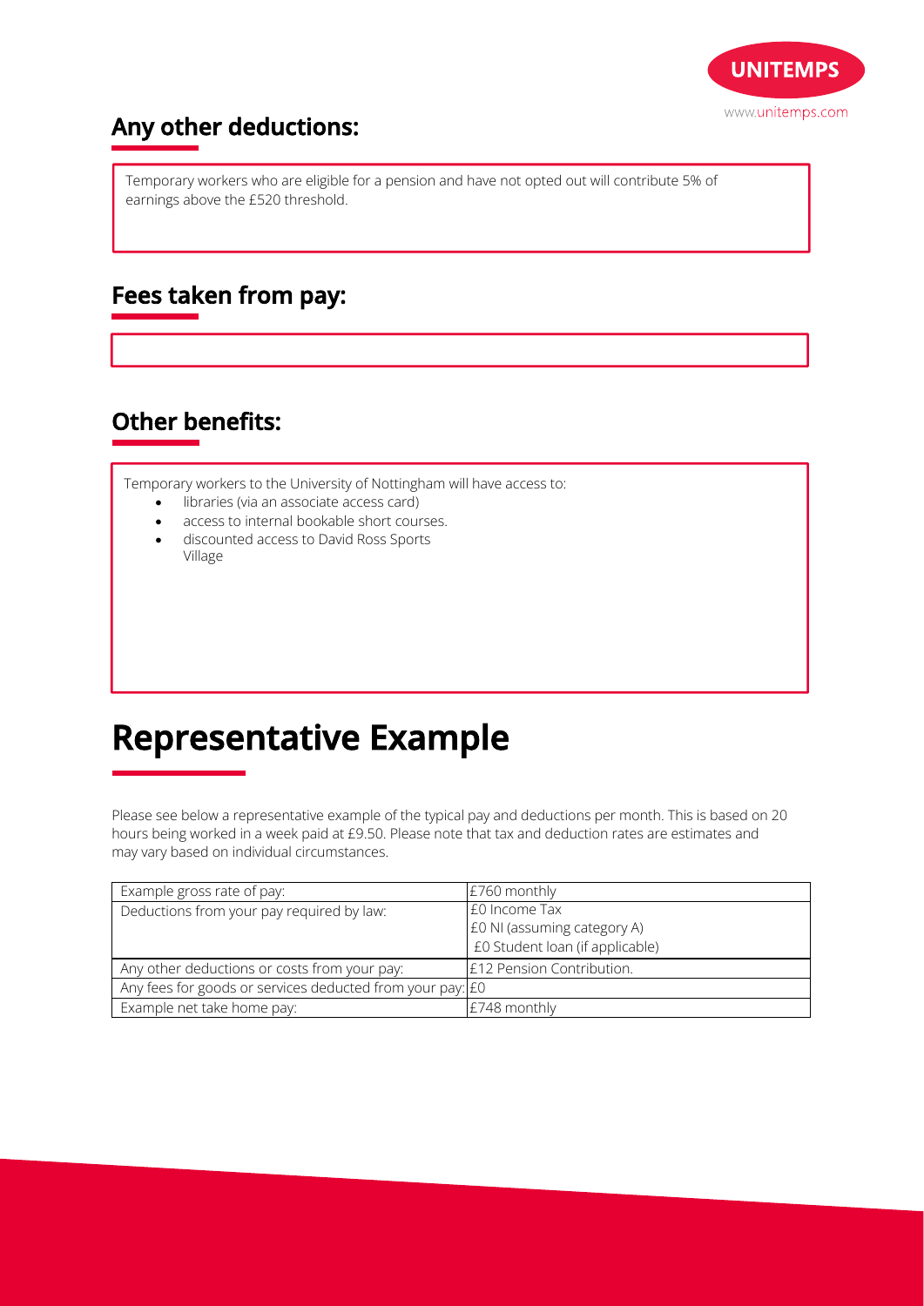## Any other deductions:

Temporary workers who are eligible for a pension and have not opted out will contribute 5% of earnings above the £520 threshold.

## Fees taken from pay:

## Other benefits:

Temporary workers to the University of Nottingham will have access to:

- libraries (via an associate access card)
- access to internal bookable short courses.
- discounted access to David Ross Sports Village

# Representative Example

Please see below a representative example of the typical pay and deductions per month. This is based on 20 hours being worked in a week paid at £9.50. Please note that tax and deduction rates are estimates and may vary based on individual circumstances.

| | |
|---|---|
| Example gross rate of pay: | £760 monthly |
| Deductions from your pay required by law: | £0 Income Tax<br>£0 NI (assuming category A)<br>£0 Student loan (if applicable) |
| Any other deductions or costs from your pay: | £12 Pension Contribution. |
| Any fees for goods or services deducted from your pay: | £0 |
| Example net take home pay: | £748 monthly |